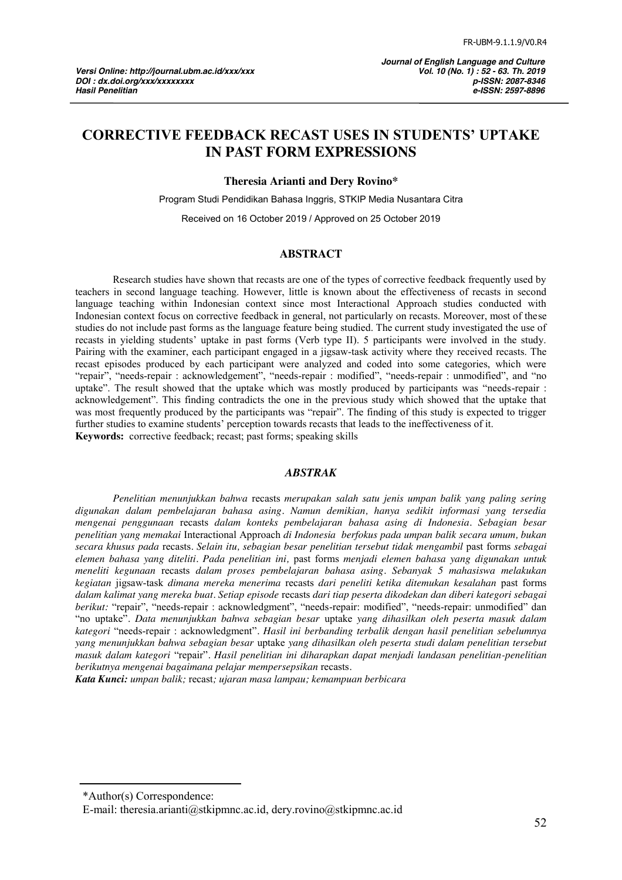# CORRECTIVE FEEDBACK RECAST USES IN STUDENTS' UPTAKE IN PAST FORM EXPRESSIONS

**Theresia Arianti and Dery Rovino***

Program Studi Pendidikan Bahasa Inggris, STKIP Media Nusantara Citra

Received on 16 October 2019 / Approved on 25 October 2019

## ABSTRACT

Research studies have shown that recasts are one of the types of corrective feedback frequently used by teachers in second language teaching. However, little is known about the effectiveness of recasts in second language teaching within Indonesian context since most Interactional Approach studies conducted with Indonesian context focus on corrective feedback in general, not particularly on recasts. Moreover, most of these studies do not include past forms as the language feature being studied. The current study investigated the use of recasts in yielding students' uptake in past forms (Verb type II). 5 participants were involved in the study. Pairing with the examiner, each participant engaged in a jigsaw-task activity where they received recasts. The recast episodes produced by each participant were analyzed and coded into some categories, which were "repair", "needs-repair : acknowledgement", "needs-repair : modified", "needs-repair : unmodified", and "no uptake". The result showed that the uptake which was mostly produced by participants was "needs-repair : acknowledgement". This finding contradicts the one in the previous study which showed that the uptake that was most frequently produced by the participants was "repair". The finding of this study is expected to trigger further studies to examine students' perception towards recasts that leads to the ineffectiveness of it.

**Keywords:** corrective feedback; recast; past forms; speaking skills

## *ABSTRAK*

*Penelitian menunjukkan bahwa* recasts *merupakan salah satu jenis umpan balik yang paling sering digunakan dalam pembelajaran bahasa asing. Namun demikian, hanya sedikit informasi yang tersedia mengenai penggunaan* recasts *dalam konteks pembelajaran bahasa asing di Indonesia. Sebagian besar penelitian yang memakai* Interactional Approach *di Indonesia berfokus pada umpan balik secara umum, bukan secara khusus pada* recasts. *Selain itu, sebagian besar penelitian tersebut tidak mengambil* past forms *sebagai elemen bahasa yang diteliti. Pada penelitian ini,* past forms *menjadi elemen bahasa yang digunakan untuk meneliti kegunaan* recasts *dalam proses pembelajaran bahasa asing. Sebanyak 5 mahasiswa melakukan kegiatan* jigsaw-task *dimana mereka menerima* recasts *dari peneliti ketika ditemukan kesalahan* past forms *dalam kalimat yang mereka buat. Setiap episode* recasts *dari tiap peserta dikodekan dan diberi kategori sebagai berikut:* "repair", "needs-repair : acknowledgment", "needs-repair: modified", "needs-repair: unmodified" dan "no uptake". *Data menunjukkan bahwa sebagian besar* uptake *yang dihasilkan oleh peserta masuk dalam kategori* "needs-repair : acknowledgment". *Hasil ini berbanding terbalik dengan hasil penelitian sebelumnya yang menunjukkan bahwa sebagian besar* uptake *yang dihasilkan oleh peserta studi dalam penelitian tersebut masuk dalam kategori* "repair". *Hasil penelitian ini diharapkan dapat menjadi landasan penelitian-penelitian berikutnya mengenai bagaimana pelajar mempersepsikan* recasts.

***Kata Kunci:*** *umpan balik;* recast*; ujaran masa lampau; kemampuan berbicara*

---

*Author(s) Correspondence:
E-mail: theresia.arianti@stkipmnc.ac.id, dery.rovino@stkipmnc.ac.id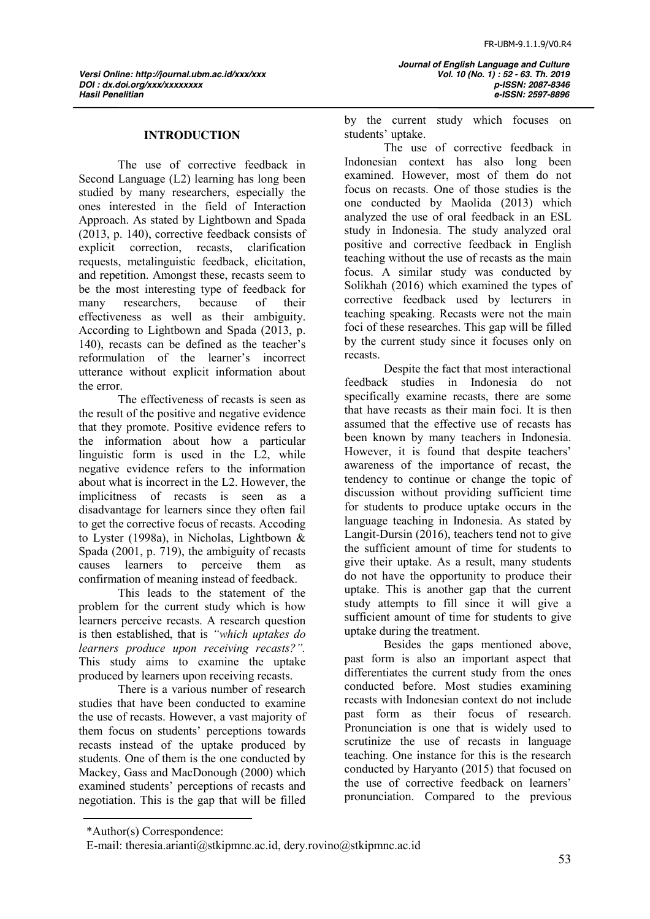## INTRODUCTION

The use of corrective feedback in Second Language (L2) learning has long been studied by many researchers, especially the ones interested in the field of Interaction Approach. As stated by Lightbown and Spada (2013, p. 140), corrective feedback consists of explicit correction, recasts, clarification requests, metalinguistic feedback, elicitation, and repetition. Amongst these, recasts seem to be the most interesting type of feedback for many researchers, because of their effectiveness as well as their ambiguity. According to Lightbown and Spada (2013, p. 140), recasts can be defined as the teacher's reformulation of the learner's incorrect utterance without explicit information about the error.

The effectiveness of recasts is seen as the result of the positive and negative evidence that they promote. Positive evidence refers to the information about how a particular linguistic form is used in the L2, while negative evidence refers to the information about what is incorrect in the L2. However, the implicitness of recasts is seen as a disadvantage for learners since they often fail to get the corrective focus of recasts. Accoding to Lyster (1998a), in Nicholas, Lightbown & Spada (2001, p. 719), the ambiguity of recasts causes learners to perceive them as confirmation of meaning instead of feedback.

This leads to the statement of the problem for the current study which is how learners perceive recasts. A research question is then established, that is *"which uptakes do learners produce upon receiving recasts?"*. This study aims to examine the uptake produced by learners upon receiving recasts.

There is a various number of research studies that have been conducted to examine the use of recasts. However, a vast majority of them focus on students' perceptions towards recasts instead of the uptake produced by students. One of them is the one conducted by Mackey, Gass and MacDonough (2000) which examined students' perceptions of recasts and negotiation. This is the gap that will be filled by the current study which focuses on students' uptake.

The use of corrective feedback in Indonesian context has also long been examined. However, most of them do not focus on recasts. One of those studies is the one conducted by Maolida (2013) which analyzed the use of oral feedback in an ESL study in Indonesia. The study analyzed oral positive and corrective feedback in English teaching without the use of recasts as the main focus. A similar study was conducted by Solikhah (2016) which examined the types of corrective feedback used by lecturers in teaching speaking. Recasts were not the main foci of these researches. This gap will be filled by the current study since it focuses only on recasts.

Despite the fact that most interactional feedback studies in Indonesia do not specifically examine recasts, there are some that have recasts as their main foci. It is then assumed that the effective use of recasts has been known by many teachers in Indonesia. However, it is found that despite teachers' awareness of the importance of recast, the tendency to continue or change the topic of discussion without providing sufficient time for students to produce uptake occurs in the language teaching in Indonesia. As stated by Langit-Dursin (2016), teachers tend not to give the sufficient amount of time for students to give their uptake. As a result, many students do not have the opportunity to produce their uptake. This is another gap that the current study attempts to fill since it will give a sufficient amount of time for students to give uptake during the treatment.

Besides the gaps mentioned above, past form is also an important aspect that differentiates the current study from the ones conducted before. Most studies examining recasts with Indonesian context do not include past form as their focus of research. Pronunciation is one that is widely used to scrutinize the use of recasts in language teaching. One instance for this is the research conducted by Haryanto (2015) that focused on the use of corrective feedback on learners' pronunciation. Compared to the previous

---

*Author(s) Correspondence:
E-mail: theresia.arianti@stkipmnc.ac.id, dery.rovino@stkipmnc.ac.id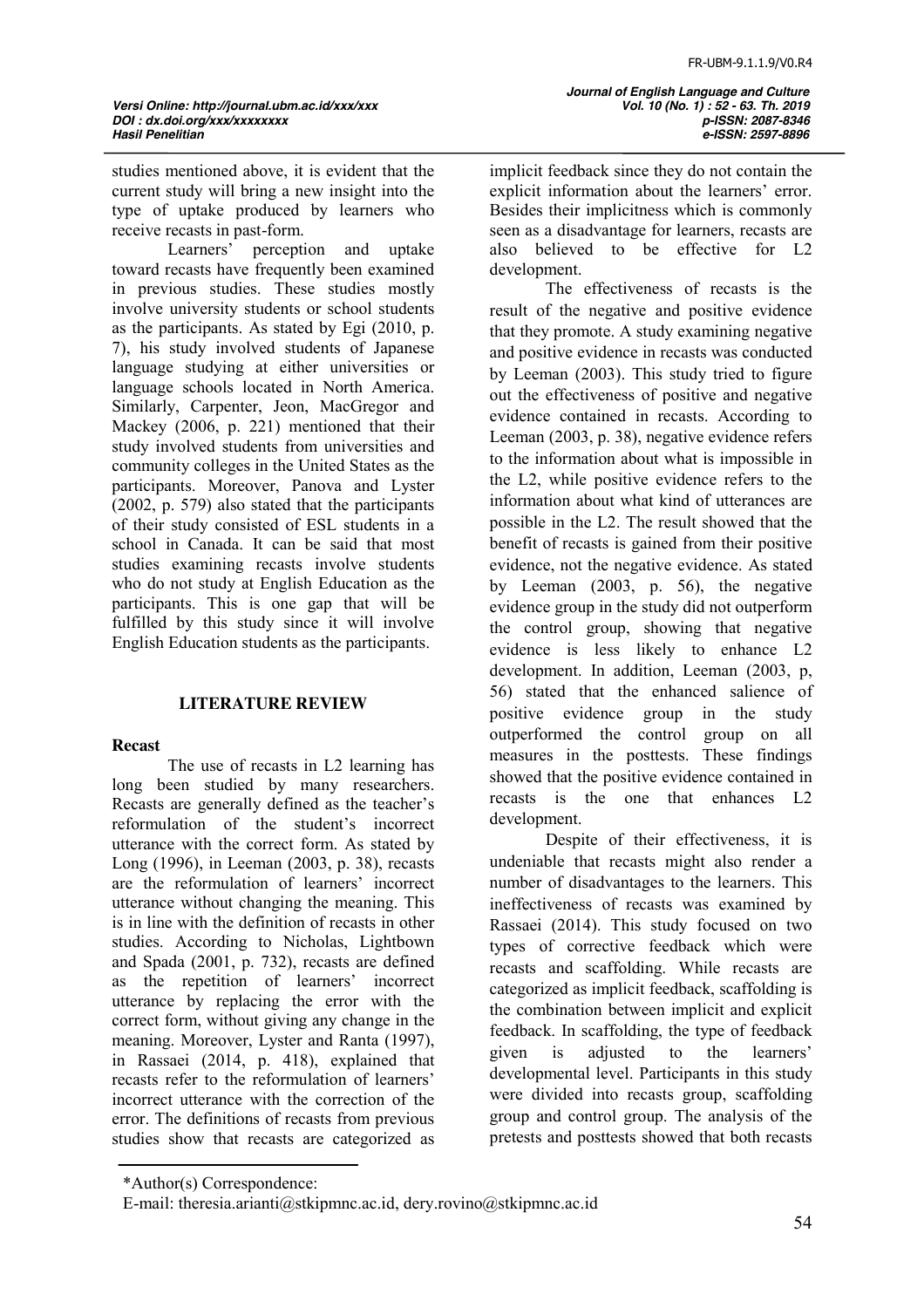studies mentioned above, it is evident that the current study will bring a new insight into the type of uptake produced by learners who receive recasts in past-form.

Learners' perception and uptake toward recasts have frequently been examined in previous studies. These studies mostly involve university students or school students as the participants. As stated by Egi (2010, p. 7), his study involved students of Japanese language studying at either universities or language schools located in North America. Similarly, Carpenter, Jeon, MacGregor and Mackey (2006, p. 221) mentioned that their study involved students from universities and community colleges in the United States as the participants. Moreover, Panova and Lyster (2002, p. 579) also stated that the participants of their study consisted of ESL students in a school in Canada. It can be said that most studies examining recasts involve students who do not study at English Education as the participants. This is one gap that will be fulfilled by this study since it will involve English Education students as the participants.

## LITERATURE REVIEW

### Recast

The use of recasts in L2 learning has long been studied by many researchers. Recasts are generally defined as the teacher's reformulation of the student's incorrect utterance with the correct form. As stated by Long (1996), in Leeman (2003, p. 38), recasts are the reformulation of learners' incorrect utterance without changing the meaning. This is in line with the definition of recasts in other studies. According to Nicholas, Lightbown and Spada (2001, p. 732), recasts are defined as the repetition of learners' incorrect utterance by replacing the error with the correct form, without giving any change in the meaning. Moreover, Lyster and Ranta (1997), in Rassaei (2014, p. 418), explained that recasts refer to the reformulation of learners' incorrect utterance with the correction of the error. The definitions of recasts from previous studies show that recasts are categorized as implicit feedback since they do not contain the explicit information about the learners' error. Besides their implicitness which is commonly seen as a disadvantage for learners, recasts are also believed to be effective for L2 development.

The effectiveness of recasts is the result of the negative and positive evidence that they promote. A study examining negative and positive evidence in recasts was conducted by Leeman (2003). This study tried to figure out the effectiveness of positive and negative evidence contained in recasts. According to Leeman (2003, p. 38), negative evidence refers to the information about what is impossible in the L2, while positive evidence refers to the information about what kind of utterances are possible in the L2. The result showed that the benefit of recasts is gained from their positive evidence, not the negative evidence. As stated by Leeman (2003, p. 56), the negative evidence group in the study did not outperform the control group, showing that negative evidence is less likely to enhance L2 development. In addition, Leeman (2003, p, 56) stated that the enhanced salience of positive evidence group in the study outperformed the control group on all measures in the posttests. These findings showed that the positive evidence contained in recasts is the one that enhances L2 development.

Despite of their effectiveness, it is undeniable that recasts might also render a number of disadvantages to the learners. This ineffectiveness of recasts was examined by Rassaei (2014). This study focused on two types of corrective feedback which were recasts and scaffolding. While recasts are categorized as implicit feedback, scaffolding is the combination between implicit and explicit feedback. In scaffolding, the type of feedback given is adjusted to the learners' developmental level. Participants in this study were divided into recasts group, scaffolding group and control group. The analysis of the pretests and posttests showed that both recasts

*Author(s) Correspondence:
E-mail: theresia.arianti@stkipmnc.ac.id, dery.rovino@stkipmnc.ac.id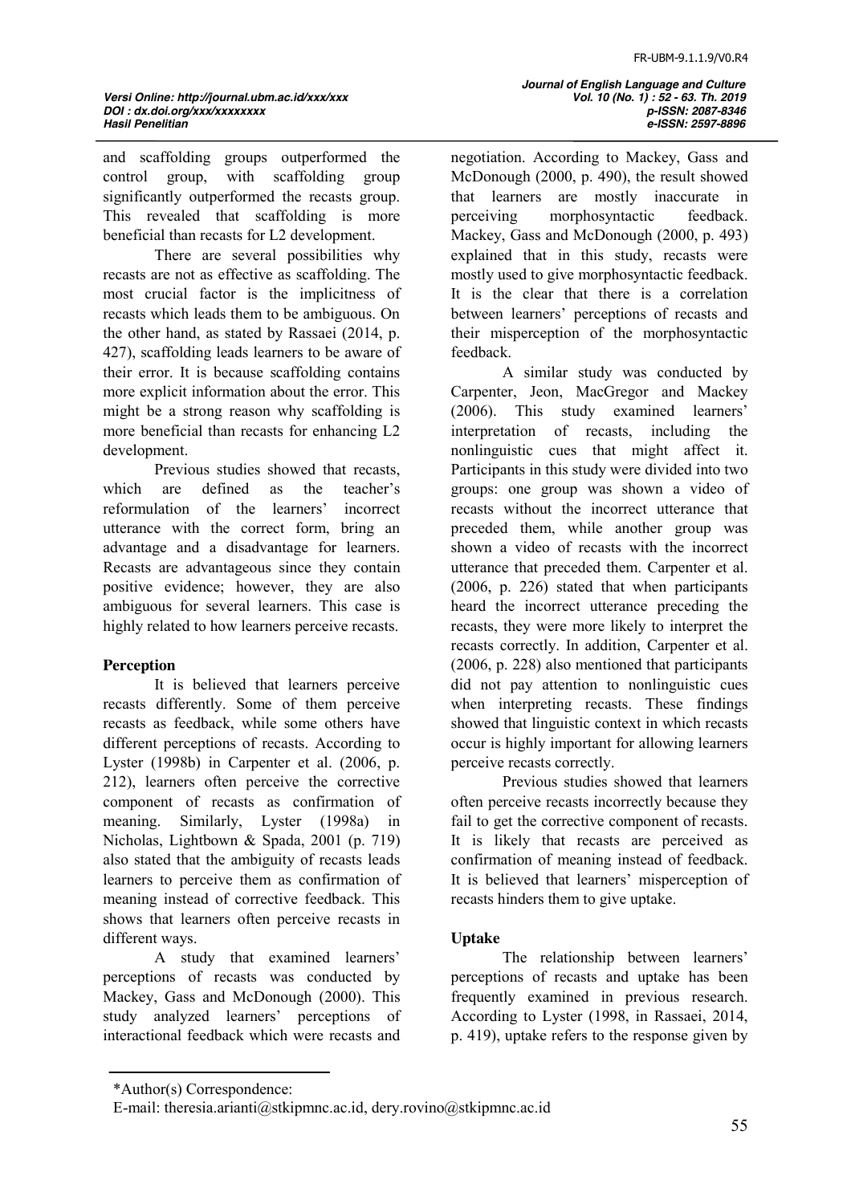and scaffolding groups outperformed the control group, with scaffolding group significantly outperformed the recasts group. This revealed that scaffolding is more beneficial than recasts for L2 development.

There are several possibilities why recasts are not as effective as scaffolding. The most crucial factor is the implicitness of recasts which leads them to be ambiguous. On the other hand, as stated by Rassaei (2014, p. 427), scaffolding leads learners to be aware of their error. It is because scaffolding contains more explicit information about the error. This might be a strong reason why scaffolding is more beneficial than recasts for enhancing L2 development.

Previous studies showed that recasts, which are defined as the teacher's reformulation of the learners' incorrect utterance with the correct form, bring an advantage and a disadvantage for learners. Recasts are advantageous since they contain positive evidence; however, they are also ambiguous for several learners. This case is highly related to how learners perceive recasts.

## Perception

It is believed that learners perceive recasts differently. Some of them perceive recasts as feedback, while some others have different perceptions of recasts. According to Lyster (1998b) in Carpenter et al. (2006, p. 212), learners often perceive the corrective component of recasts as confirmation of meaning. Similarly, Lyster (1998a) in Nicholas, Lightbown & Spada, 2001 (p. 719) also stated that the ambiguity of recasts leads learners to perceive them as confirmation of meaning instead of corrective feedback. This shows that learners often perceive recasts in different ways.

A study that examined learners' perceptions of recasts was conducted by Mackey, Gass and McDonough (2000). This study analyzed learners' perceptions of interactional feedback which were recasts and negotiation. According to Mackey, Gass and McDonough (2000, p. 490), the result showed that learners are mostly inaccurate in perceiving morphosyntactic feedback. Mackey, Gass and McDonough (2000, p. 493) explained that in this study, recasts were mostly used to give morphosyntactic feedback. It is the clear that there is a correlation between learners' perceptions of recasts and their misperception of the morphosyntactic feedback.

A similar study was conducted by Carpenter, Jeon, MacGregor and Mackey (2006). This study examined learners' interpretation of recasts, including the nonlinguistic cues that might affect it. Participants in this study were divided into two groups: one group was shown a video of recasts without the incorrect utterance that preceded them, while another group was shown a video of recasts with the incorrect utterance that preceded them. Carpenter et al. (2006, p. 226) stated that when participants heard the incorrect utterance preceding the recasts, they were more likely to interpret the recasts correctly. In addition, Carpenter et al. (2006, p. 228) also mentioned that participants did not pay attention to nonlinguistic cues when interpreting recasts. These findings showed that linguistic context in which recasts occur is highly important for allowing learners perceive recasts correctly.

Previous studies showed that learners often perceive recasts incorrectly because they fail to get the corrective component of recasts. It is likely that recasts are perceived as confirmation of meaning instead of feedback. It is believed that learners' misperception of recasts hinders them to give uptake.

## Uptake

The relationship between learners' perceptions of recasts and uptake has been frequently examined in previous research. According to Lyster (1998, in Rassaei, 2014, p. 419), uptake refers to the response given by

*Author(s) Correspondence:
E-mail: theresia.arianti@stkipmnc.ac.id, dery.rovino@stkipmnc.ac.id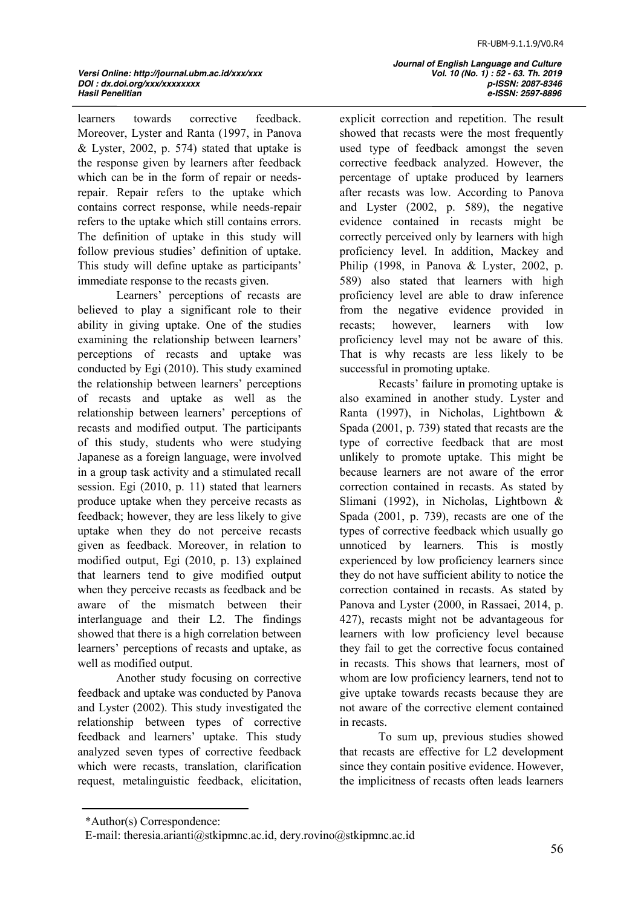learners towards corrective feedback. Moreover, Lyster and Ranta (1997, in Panova & Lyster, 2002, p. 574) stated that uptake is the response given by learners after feedback which can be in the form of repair or needs-repair. Repair refers to the uptake which contains correct response, while needs-repair refers to the uptake which still contains errors. The definition of uptake in this study will follow previous studies' definition of uptake. This study will define uptake as participants' immediate response to the recasts given.

Learners' perceptions of recasts are believed to play a significant role to their ability in giving uptake. One of the studies examining the relationship between learners' perceptions of recasts and uptake was conducted by Egi (2010). This study examined the relationship between learners' perceptions of recasts and uptake as well as the relationship between learners' perceptions of recasts and modified output. The participants of this study, students who were studying Japanese as a foreign language, were involved in a group task activity and a stimulated recall session. Egi (2010, p. 11) stated that learners produce uptake when they perceive recasts as feedback; however, they are less likely to give uptake when they do not perceive recasts given as feedback. Moreover, in relation to modified output, Egi (2010, p. 13) explained that learners tend to give modified output when they perceive recasts as feedback and be aware of the mismatch between their interlanguage and their L2. The findings showed that there is a high correlation between learners' perceptions of recasts and uptake, as well as modified output.

Another study focusing on corrective feedback and uptake was conducted by Panova and Lyster (2002). This study investigated the relationship between types of corrective feedback and learners' uptake. This study analyzed seven types of corrective feedback which were recasts, translation, clarification request, metalinguistic feedback, elicitation, explicit correction and repetition. The result showed that recasts were the most frequently used type of feedback amongst the seven corrective feedback analyzed. However, the percentage of uptake produced by learners after recasts was low. According to Panova and Lyster (2002, p. 589), the negative evidence contained in recasts might be correctly perceived only by learners with high proficiency level. In addition, Mackey and Philip (1998, in Panova & Lyster, 2002, p. 589) also stated that learners with high proficiency level are able to draw inference from the negative evidence provided in recasts; however, learners with low proficiency level may not be aware of this. That is why recasts are less likely to be successful in promoting uptake.

Recasts' failure in promoting uptake is also examined in another study. Lyster and Ranta (1997), in Nicholas, Lightbown & Spada (2001, p. 739) stated that recasts are the type of corrective feedback that are most unlikely to promote uptake. This might be because learners are not aware of the error correction contained in recasts. As stated by Slimani (1992), in Nicholas, Lightbown & Spada (2001, p. 739), recasts are one of the types of corrective feedback which usually go unnoticed by learners. This is mostly experienced by low proficiency learners since they do not have sufficient ability to notice the correction contained in recasts. As stated by Panova and Lyster (2000, in Rassaei, 2014, p. 427), recasts might not be advantageous for learners with low proficiency level because they fail to get the corrective focus contained in recasts. This shows that learners, most of whom are low proficiency learners, tend not to give uptake towards recasts because they are not aware of the corrective element contained in recasts.

To sum up, previous studies showed that recasts are effective for L2 development since they contain positive evidence. However, the implicitness of recasts often leads learners

*Author(s) Correspondence:
E-mail: theresia.arianti@stkipmnc.ac.id, dery.rovino@stkipmnc.ac.id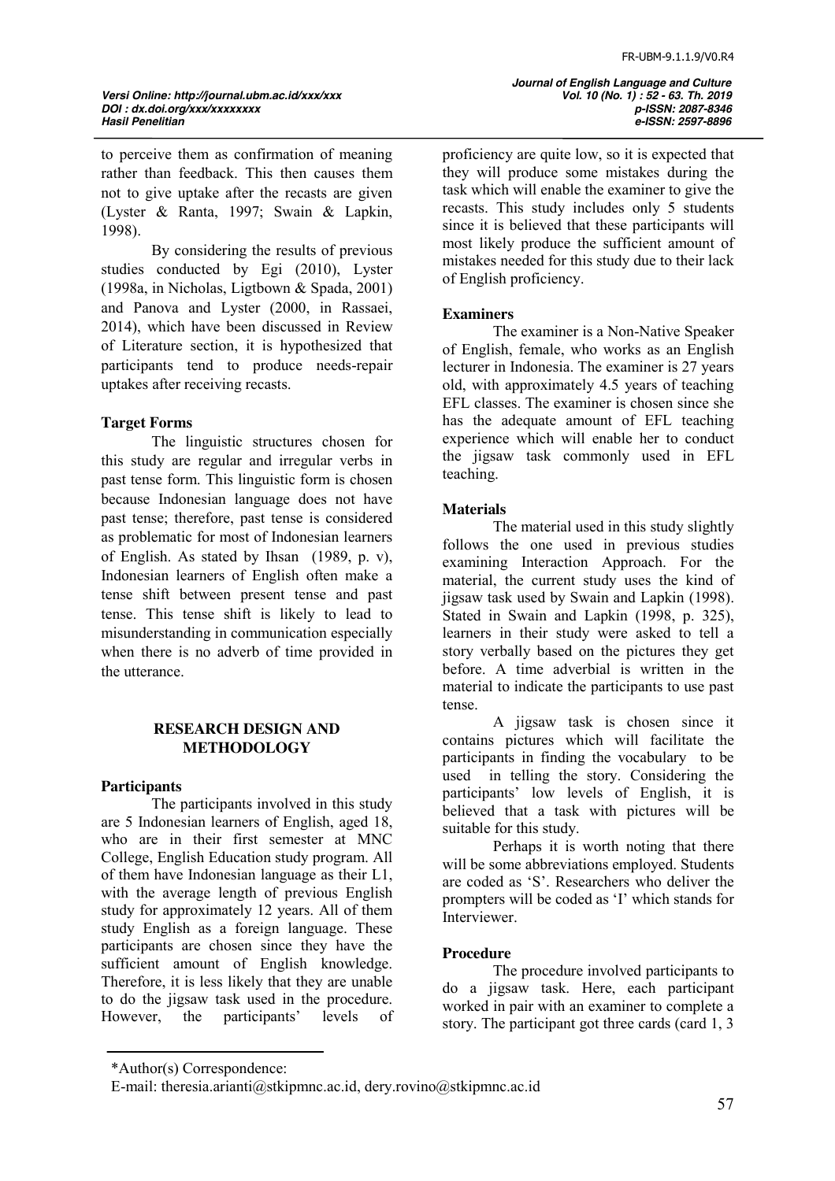to perceive them as confirmation of meaning rather than feedback. This then causes them not to give uptake after the recasts are given (Lyster & Ranta, 1997; Swain & Lapkin, 1998).

By considering the results of previous studies conducted by Egi (2010), Lyster (1998a, in Nicholas, Ligtbown & Spada, 2001) and Panova and Lyster (2000, in Rassaei, 2014), which have been discussed in Review of Literature section, it is hypothesized that participants tend to produce needs-repair uptakes after receiving recasts.

**Target Forms**

The linguistic structures chosen for this study are regular and irregular verbs in past tense form. This linguistic form is chosen because Indonesian language does not have past tense; therefore, past tense is considered as problematic for most of Indonesian learners of English. As stated by Ihsan (1989, p. v), Indonesian learners of English often make a tense shift between present tense and past tense. This tense shift is likely to lead to misunderstanding in communication especially when there is no adverb of time provided in the utterance.

## RESEARCH DESIGN AND METHODOLOGY

**Participants**

The participants involved in this study are 5 Indonesian learners of English, aged 18, who are in their first semester at MNC College, English Education study program. All of them have Indonesian language as their L1, with the average length of previous English study for approximately 12 years. All of them study English as a foreign language. These participants are chosen since they have the sufficient amount of English knowledge. Therefore, it is less likely that they are unable to do the jigsaw task used in the procedure. However, the participants' levels of proficiency are quite low, so it is expected that they will produce some mistakes during the task which will enable the examiner to give the recasts. This study includes only 5 students since it is believed that these participants will most likely produce the sufficient amount of mistakes needed for this study due to their lack of English proficiency.

**Examiners**

The examiner is a Non-Native Speaker of English, female, who works as an English lecturer in Indonesia. The examiner is 27 years old, with approximately 4.5 years of teaching EFL classes. The examiner is chosen since she has the adequate amount of EFL teaching experience which will enable her to conduct the jigsaw task commonly used in EFL teaching.

**Materials**

The material used in this study slightly follows the one used in previous studies examining Interaction Approach. For the material, the current study uses the kind of jigsaw task used by Swain and Lapkin (1998). Stated in Swain and Lapkin (1998, p. 325), learners in their study were asked to tell a story verbally based on the pictures they get before. A time adverbial is written in the material to indicate the participants to use past tense.

A jigsaw task is chosen since it contains pictures which will facilitate the participants in finding the vocabulary to be used in telling the story. Considering the participants' low levels of English, it is believed that a task with pictures will be suitable for this study.

Perhaps it is worth noting that there will be some abbreviations employed. Students are coded as 'S'. Researchers who deliver the prompters will be coded as 'I' which stands for Interviewer.

**Procedure**

The procedure involved participants to do a jigsaw task. Here, each participant worked in pair with an examiner to complete a story. The participant got three cards (card 1, 3

*Author(s) Correspondence:
E-mail: theresia.arianti@stkipmnc.ac.id, dery.rovino@stkipmnc.ac.id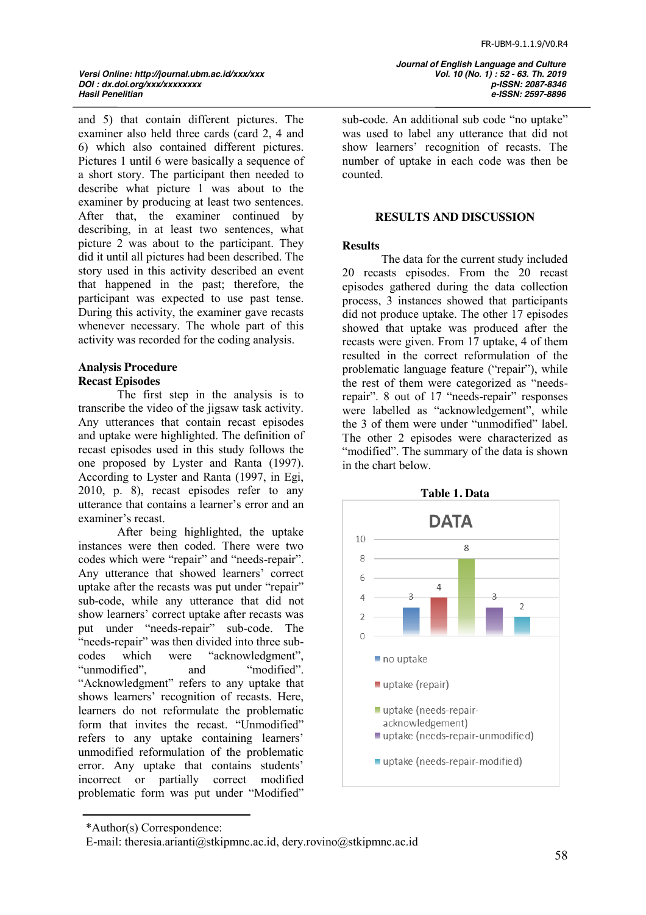and 5) that contain different pictures. The examiner also held three cards (card 2, 4 and 6) which also contained different pictures. Pictures 1 until 6 were basically a sequence of a short story. The participant then needed to describe what picture 1 was about to the examiner by producing at least two sentences. After that, the examiner continued by describing, in at least two sentences, what picture 2 was about to the participant. They did it until all pictures had been described. The story used in this activity described an event that happened in the past; therefore, the participant was expected to use past tense. During this activity, the examiner gave recasts whenever necessary. The whole part of this activity was recorded for the coding analysis.

### Analysis Procedure

#### Recast Episodes

The first step in the analysis is to transcribe the video of the jigsaw task activity. Any utterances that contain recast episodes and uptake were highlighted. The definition of recast episodes used in this study follows the one proposed by Lyster and Ranta (1997). According to Lyster and Ranta (1997, in Egi, 2010, p. 8), recast episodes refer to any utterance that contains a learner's error and an examiner's recast.

After being highlighted, the uptake instances were then coded. There were two codes which were "repair" and "needs-repair". Any utterance that showed learners' correct uptake after the recasts was put under "repair" sub-code, while any utterance that did not show learners' correct uptake after recasts was put under "needs-repair" sub-code. The "needs-repair" was then divided into three sub-codes which were "acknowledgment", "unmodified", and "modified". "Acknowledgment" refers to any uptake that shows learners' recognition of recasts. Here, learners do not reformulate the problematic form that invites the recast. "Unmodified" refers to any uptake containing learners' unmodified reformulation of the problematic error. Any uptake that contains students' incorrect or partially correct modified problematic form was put under "Modified" sub-code. An additional sub code "no uptake" was used to label any utterance that did not show learners' recognition of recasts. The number of uptake in each code was then be counted.

## RESULTS AND DISCUSSION

### Results

The data for the current study included 20 recasts episodes. From the 20 recast episodes gathered during the data collection process, 3 instances showed that participants did not produce uptake. The other 17 episodes showed that uptake was produced after the recasts were given. From 17 uptake, 4 of them resulted in the correct reformulation of the problematic language feature ("repair"), while the rest of them were categorized as "needs-repair". 8 out of 17 "needs-repair" responses were labelled as "acknowledgement", while the 3 of them were under "unmodified" label. The other 2 episodes were characterized as "modified". The summary of the data is shown in the chart below.

**Table 1. Data**

| Category | Count |
|---|---|
| no uptake | 3 |
| uptake (repair) | 4 |
| uptake (needs-repair-acknowledgement) | 8 |
| uptake (needs-repair-unmodified) | 3 |
| uptake (needs-repair-modified) | 2 |

*Author(s) Correspondence:
E-mail: theresia.arianti@stkipmnc.ac.id, dery.rovino@stkipmnc.ac.id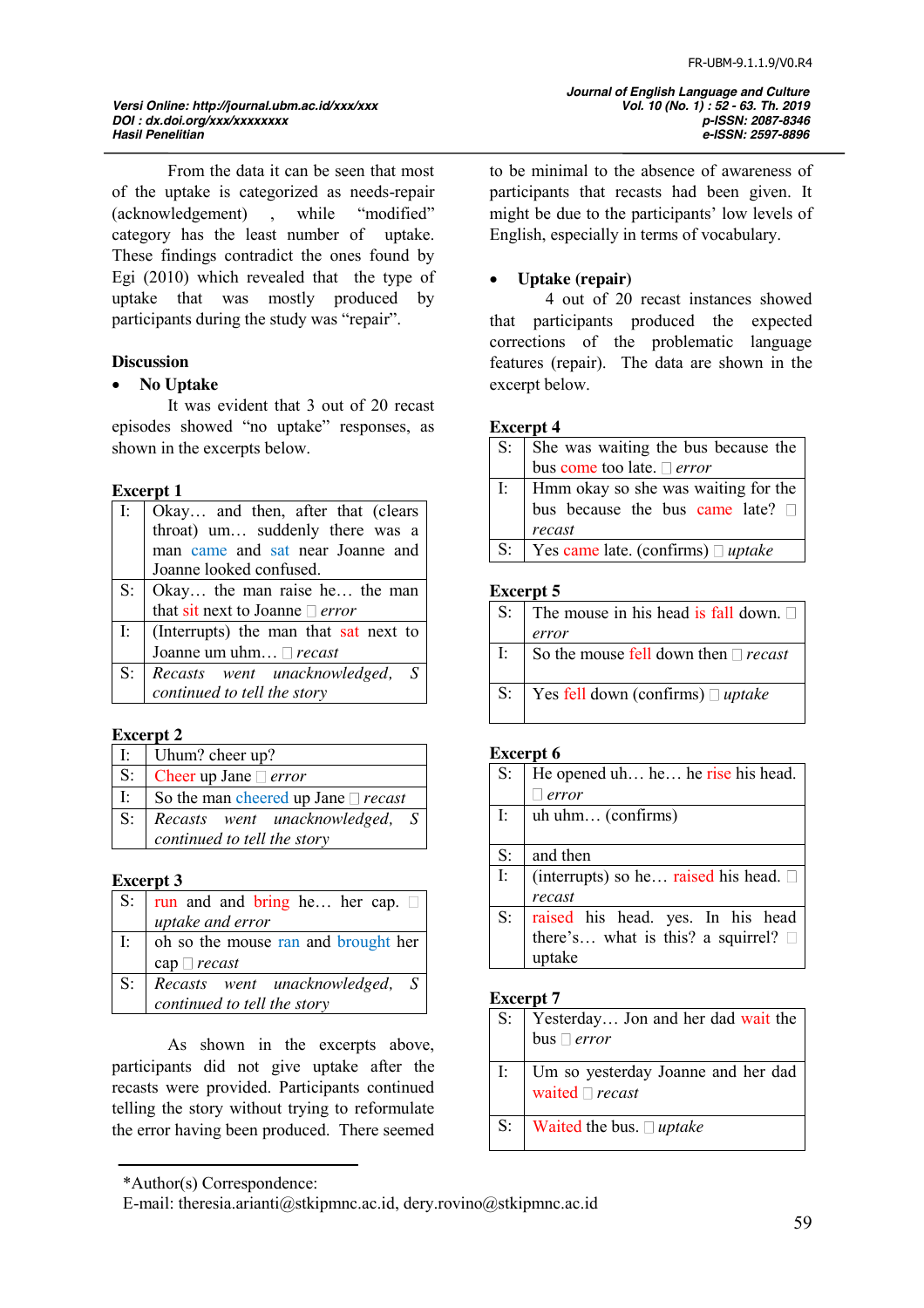From the data it can be seen that most of the uptake is categorized as needs-repair (acknowledgement) , while "modified" category has the least number of uptake. These findings contradict the ones found by Egi (2010) which revealed that the type of uptake that was mostly produced by participants during the study was "repair".

## Discussion

- **No Uptake**

It was evident that 3 out of 20 recast episodes showed "no uptake" responses, as shown in the excerpts below.

**Excerpt 1**

| | |
|---|---|
| I: | Okay… and then, after that (clears throat) um… suddenly there was a man came and sat near Joanne and Joanne looked confused. |
| S: | Okay… the man raise he… the man that sit next to Joanne  *error* |
| I: | (Interrupts) the man that sat next to Joanne um uhm…  *recast* |
| S: | *Recasts went unacknowledged, S continued to tell the story* |

**Excerpt 2**

| | |
|---|---|
| I: | Uhum? cheer up? |
| S: | Cheer up Jane  *error* |
| I: | So the man cheered up Jane  *recast* |
| S: | *Recasts went unacknowledged, S continued to tell the story* |

**Excerpt 3**

| | |
|---|---|
| S: | run and and bring he… her cap.  *uptake and error* |
| I: | oh so the mouse ran and brought her cap  *recast* |
| S: | *Recasts went unacknowledged, S continued to tell the story* |

As shown in the excerpts above, participants did not give uptake after the recasts were provided. Participants continued telling the story without trying to reformulate the error having been produced. There seemed to be minimal to the absence of awareness of participants that recasts had been given. It might be due to the participants' low levels of English, especially in terms of vocabulary.

- **Uptake (repair)**

4 out of 20 recast instances showed that participants produced the expected corrections of the problematic language features (repair). The data are shown in the excerpt below.

**Excerpt 4**

| | |
|---|---|
| S: | She was waiting the bus because the bus come too late.  *error* |
| I: | Hmm okay so she was waiting for the bus because the bus came late?  *recast* |
| S: | Yes came late. (confirms)  *uptake* |

**Excerpt 5**

| | |
|---|---|
| S: | The mouse in his head is fall down.  *error* |
| I: | So the mouse fell down then  *recast* |
| S: | Yes fell down (confirms)  *uptake* |

**Excerpt 6**

| | |
|---|---|
| S: | He opened uh… he… he rise his head.  *error* |
| I: | uh uhm… (confirms) |
| S: | and then |
| I: | (interrupts) so he… raised his head.  *recast* |
| S: | raised his head. yes. In his head there's… what is this? a squirrel?  uptake |

**Excerpt 7**

| | |
|---|---|
| S: | Yesterday… Jon and her dad wait the bus  *error* |
| I: | Um so yesterday Joanne and her dad waited  *recast* |
| S: | Waited the bus.  *uptake* |

*Author(s) Correspondence:
E-mail: theresia.arianti@stkipmnc.ac.id, dery.rovino@stkipmnc.ac.id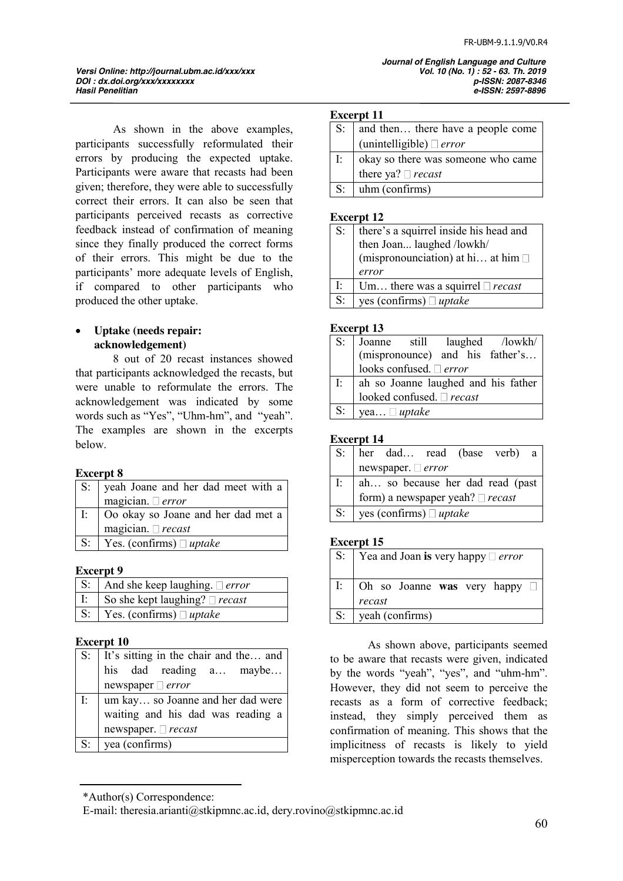As shown in the above examples, participants successfully reformulated their errors by producing the expected uptake. Participants were aware that recasts had been given; therefore, they were able to successfully correct their errors. It can also be seen that participants perceived recasts as corrective feedback instead of confirmation of meaning since they finally produced the correct forms of their errors. This might be due to the participants' more adequate levels of English, if compared to other participants who produced the other uptake.

- **Uptake (needs repair: acknowledgement)**

8 out of 20 recast instances showed that participants acknowledged the recasts, but were unable to reformulate the errors. The acknowledgement was indicated by some words such as "Yes", "Uhm-hm", and "yeah". The examples are shown in the excerpts below.

**Excerpt 8**

| | |
|---|---|
| S: | yeah Joane and her dad meet with a magician. → *error* |
| I: | Oo okay so Joane and her dad met a magician. → *recast* |
| S: | Yes. (confirms) → *uptake* |

**Excerpt 9**

| | |
|---|---|
| S: | And she keep laughing. → *error* |
| I: | So she kept laughing? → *recast* |
| S: | Yes. (confirms) → *uptake* |

**Excerpt 10**

| | |
|---|---|
| S: | It's sitting in the chair and the… and his dad reading a… maybe… newspaper → *error* |
| I: | um kay… so Joanne and her dad were waiting and his dad was reading a newspaper. → *recast* |
| S: | yea (confirms) |

**Excerpt 11**

| | |
|---|---|
| S: | and then… there have a people come (unintelligible) → *error* |
| I: | okay so there was someone who came there ya? → *recast* |
| S: | uhm (confirms) |

**Excerpt 12**

| | |
|---|---|
| S: | there's a squirrel inside his head and then Joan... laughed /lowkh/ (mispronounciation) at hi… at him → *error* |
| I: | Um… there was a squirrel → *recast* |
| S: | yes (confirms) → *uptake* |

**Excerpt 13**

| | |
|---|---|
| S: | Joanne still laughed /lowkh/ (mispronounce) and his father's… looks confused. → *error* |
| I: | ah so Joanne laughed and his father looked confused. → *recast* |
| S: | yea… → *uptake* |

**Excerpt 14**

| | |
|---|---|
| S: | her dad… read (base verb) a newspaper. → *error* |
| I: | ah… so because her dad read (past form) a newspaper yeah? → *recast* |
| S: | yes (confirms) → *uptake* |

**Excerpt 15**

| | |
|---|---|
| S: | Yea and Joan **is** very happy → *error* |
| I: | Oh so Joanne **was** very happy → *recast* |
| S: | yeah (confirms) |

As shown above, participants seemed to be aware that recasts were given, indicated by the words "yeah", "yes", and "uhm-hm". However, they did not seem to perceive the recasts as a form of corrective feedback; instead, they simply perceived them as confirmation of meaning. This shows that the implicitness of recasts is likely to yield misperception towards the recasts themselves.

*Author(s) Correspondence:
E-mail: theresia.arianti@stkipmnc.ac.id, dery.rovino@stkipmnc.ac.id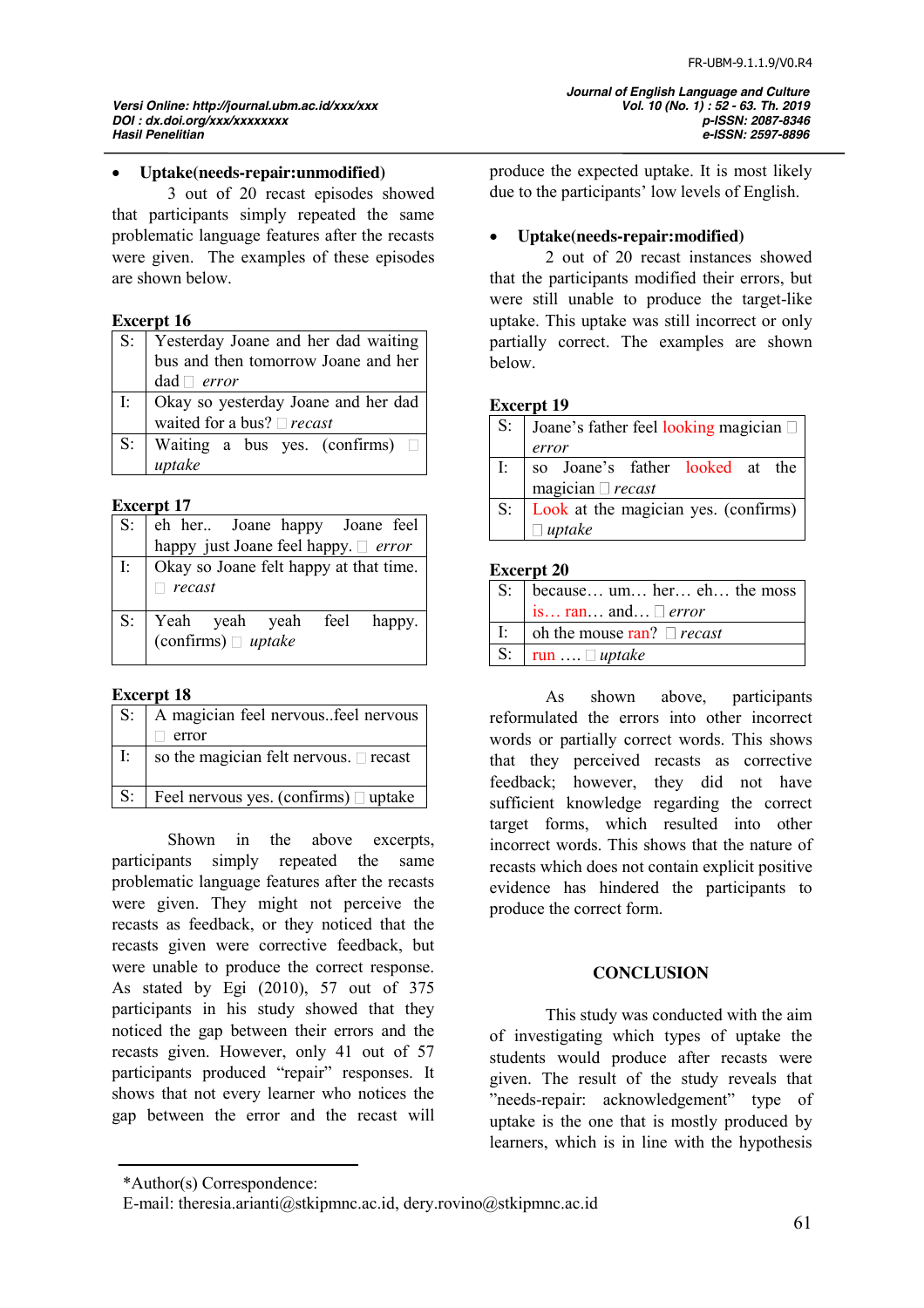- **Uptake(needs-repair:unmodified)**

3 out of 20 recast episodes showed that participants simply repeated the same problematic language features after the recasts were given. The examples of these episodes are shown below.

**Excerpt 16**

| | |
|---|---|
| S: | Yesterday Joane and her dad waiting bus and then tomorrow Joane and her dad  *error* |
| I: | Okay so yesterday Joane and her dad waited for a bus?  *recast* |
| S: | Waiting a bus yes. (confirms)  *uptake* |

**Excerpt 17**

| | |
|---|---|
| S: | eh her.. Joane happy Joane feel happy just Joane feel happy.  *error* |
| I: | Okay so Joane felt happy at that time.  *recast* |
| S: | Yeah yeah yeah feel happy. (confirms)  *uptake* |

**Excerpt 18**

| | |
|---|---|
| S: | A magician feel nervous..feel nervous  error |
| I: | so the magician felt nervous.  recast |
| S: | Feel nervous yes. (confirms)  uptake |

Shown in the above excerpts, participants simply repeated the same problematic language features after the recasts were given. They might not perceive the recasts as feedback, or they noticed that the recasts given were corrective feedback, but were unable to produce the correct response. As stated by Egi (2010), 57 out of 375 participants in his study showed that they noticed the gap between their errors and the recasts given. However, only 41 out of 57 participants produced "repair" responses. It shows that not every learner who notices the gap between the error and the recast will produce the expected uptake. It is most likely due to the participants' low levels of English.

- **Uptake(needs-repair:modified)**

2 out of 20 recast instances showed that the participants modified their errors, but were still unable to produce the target-like uptake. This uptake was still incorrect or only partially correct. The examples are shown below.

**Excerpt 19**

| | |
|---|---|
| S: | Joane's father feel looking magician  *error* |
| I: | so Joane's father looked at the magician  *recast* |
| S: | Look at the magician yes. (confirms)  *uptake* |

**Excerpt 20**

| | |
|---|---|
| S: | because… um… her… eh… the moss is… ran… and…  *error* |
| I: | oh the mouse ran?  *recast* |
| S: | run ….  *uptake* |

As shown above, participants reformulated the errors into other incorrect words or partially correct words. This shows that they perceived recasts as corrective feedback; however, they did not have sufficient knowledge regarding the correct target forms, which resulted into other incorrect words. This shows that the nature of recasts which does not contain explicit positive evidence has hindered the participants to produce the correct form.

## CONCLUSION

This study was conducted with the aim of investigating which types of uptake the students would produce after recasts were given. The result of the study reveals that "needs-repair: acknowledgement" type of uptake is the one that is mostly produced by learners, which is in line with the hypothesis

---

*Author(s) Correspondence:
E-mail: theresia.arianti@stkipmnc.ac.id, dery.rovino@stkipmnc.ac.id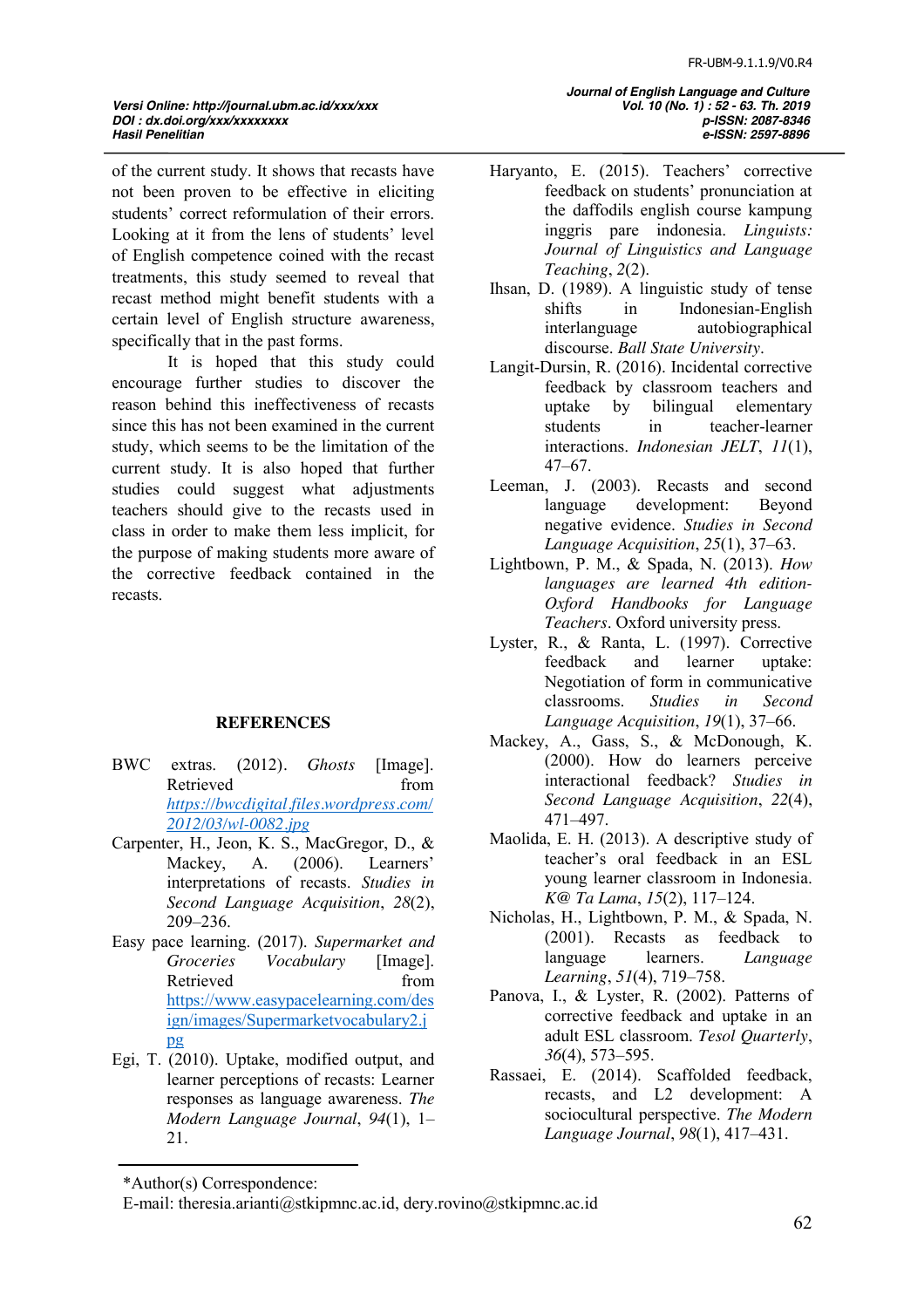of the current study. It shows that recasts have not been proven to be effective in eliciting students' correct reformulation of their errors. Looking at it from the lens of students' level of English competence coined with the recast treatments, this study seemed to reveal that recast method might benefit students with a certain level of English structure awareness, specifically that in the past forms.

It is hoped that this study could encourage further studies to discover the reason behind this ineffectiveness of recasts since this has not been examined in the current study, which seems to be the limitation of the current study. It is also hoped that further studies could suggest what adjustments teachers should give to the recasts used in class in order to make them less implicit, for the purpose of making students more aware of the corrective feedback contained in the recasts.

## REFERENCES

BWC extras. (2012). *Ghosts* [Image]. Retrieved from https://bwcdigital.files.wordpress.com/2012/03/wl-0082.jpg

Carpenter, H., Jeon, K. S., MacGregor, D., & Mackey, A. (2006). Learners' interpretations of recasts. *Studies in Second Language Acquisition*, *28*(2), 209–236.

Easy pace learning. (2017). *Supermarket and Groceries Vocabulary* [Image]. Retrieved from https://www.easypacelearning.com/design/images/Supermarketvocabulary2.jpg

Egi, T. (2010). Uptake, modified output, and learner perceptions of recasts: Learner responses as language awareness. *The Modern Language Journal*, *94*(1), 1–21.

Haryanto, E. (2015). Teachers' corrective feedback on students' pronunciation at the daffodils english course kampung inggris pare indonesia. *Linguists: Journal of Linguistics and Language Teaching*, *2*(2).

Ihsan, D. (1989). A linguistic study of tense shifts in Indonesian-English interlanguage autobiographical discourse. *Ball State University*.

Langit-Dursin, R. (2016). Incidental corrective feedback by classroom teachers and uptake by bilingual elementary students in teacher-learner interactions. *Indonesian JELT*, *11*(1), 47–67.

Leeman, J. (2003). Recasts and second language development: Beyond negative evidence. *Studies in Second Language Acquisition*, *25*(1), 37–63.

Lightbown, P. M., & Spada, N. (2013). *How languages are learned 4th edition-Oxford Handbooks for Language Teachers*. Oxford university press.

Lyster, R., & Ranta, L. (1997). Corrective feedback and learner uptake: Negotiation of form in communicative classrooms. *Studies in Second Language Acquisition*, *19*(1), 37–66.

Mackey, A., Gass, S., & McDonough, K. (2000). How do learners perceive interactional feedback? *Studies in Second Language Acquisition*, *22*(4), 471–497.

Maolida, E. H. (2013). A descriptive study of teacher's oral feedback in an ESL young learner classroom in Indonesia. *K@ Ta Lama*, *15*(2), 117–124.

Nicholas, H., Lightbown, P. M., & Spada, N. (2001). Recasts as feedback to language learners. *Language Learning*, *51*(4), 719–758.

Panova, I., & Lyster, R. (2002). Patterns of corrective feedback and uptake in an adult ESL classroom. *Tesol Quarterly*, *36*(4), 573–595.

Rassaei, E. (2014). Scaffolded feedback, recasts, and L2 development: A sociocultural perspective. *The Modern Language Journal*, *98*(1), 417–431.

*Author(s) Correspondence:
E-mail: theresia.arianti@stkipmnc.ac.id, dery.rovino@stkipmnc.ac.id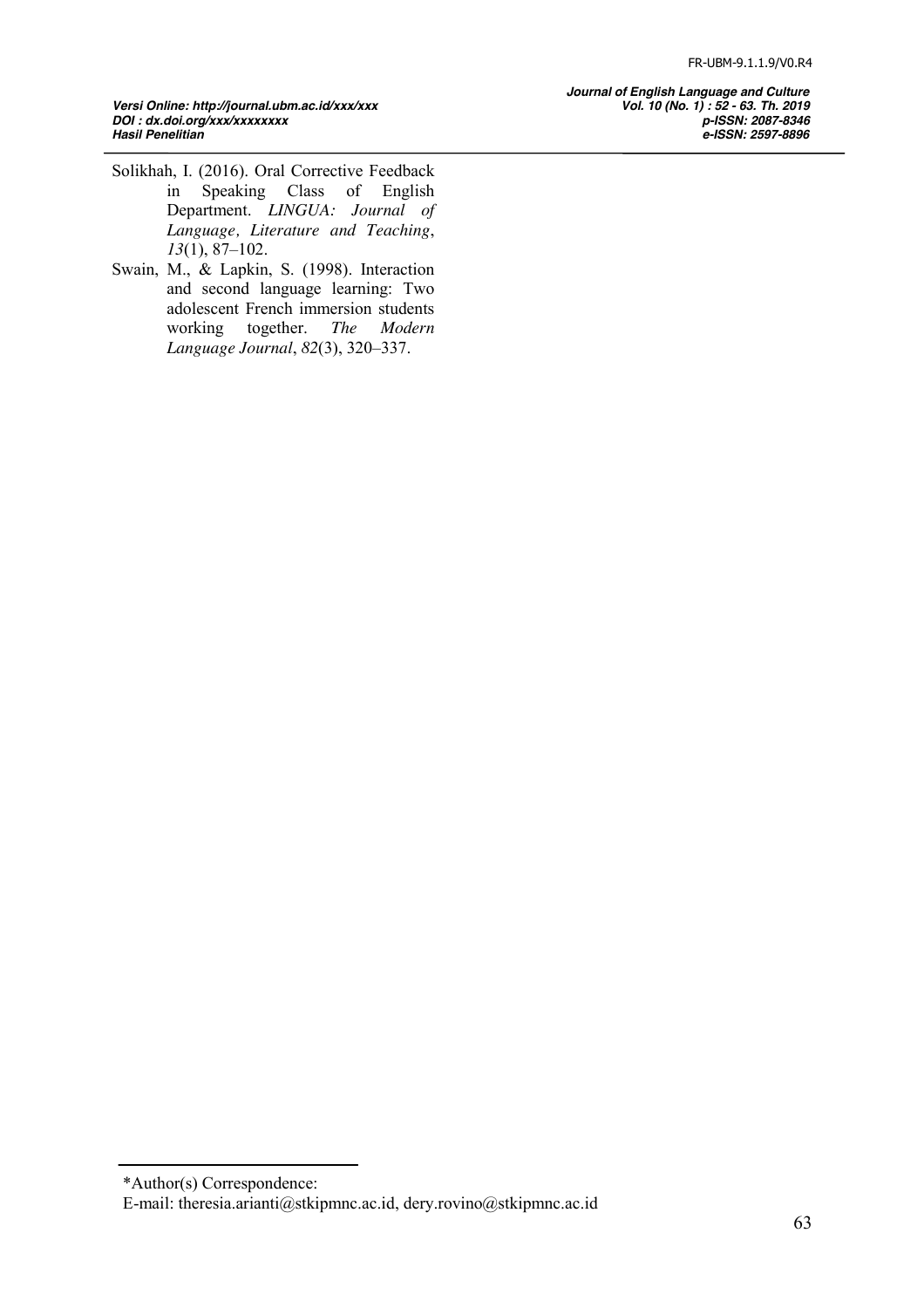Solikhah, I. (2016). Oral Corrective Feedback in Speaking Class of English Department. *LINGUA: Journal of Language, Literature and Teaching*, *13*(1), 87–102.

Swain, M., & Lapkin, S. (1998). Interaction and second language learning: Two adolescent French immersion students working together. *The Modern Language Journal*, *82*(3), 320–337.

---

*Author(s) Correspondence:
E-mail: theresia.arianti@stkipmnc.ac.id, dery.rovino@stkipmnc.ac.id